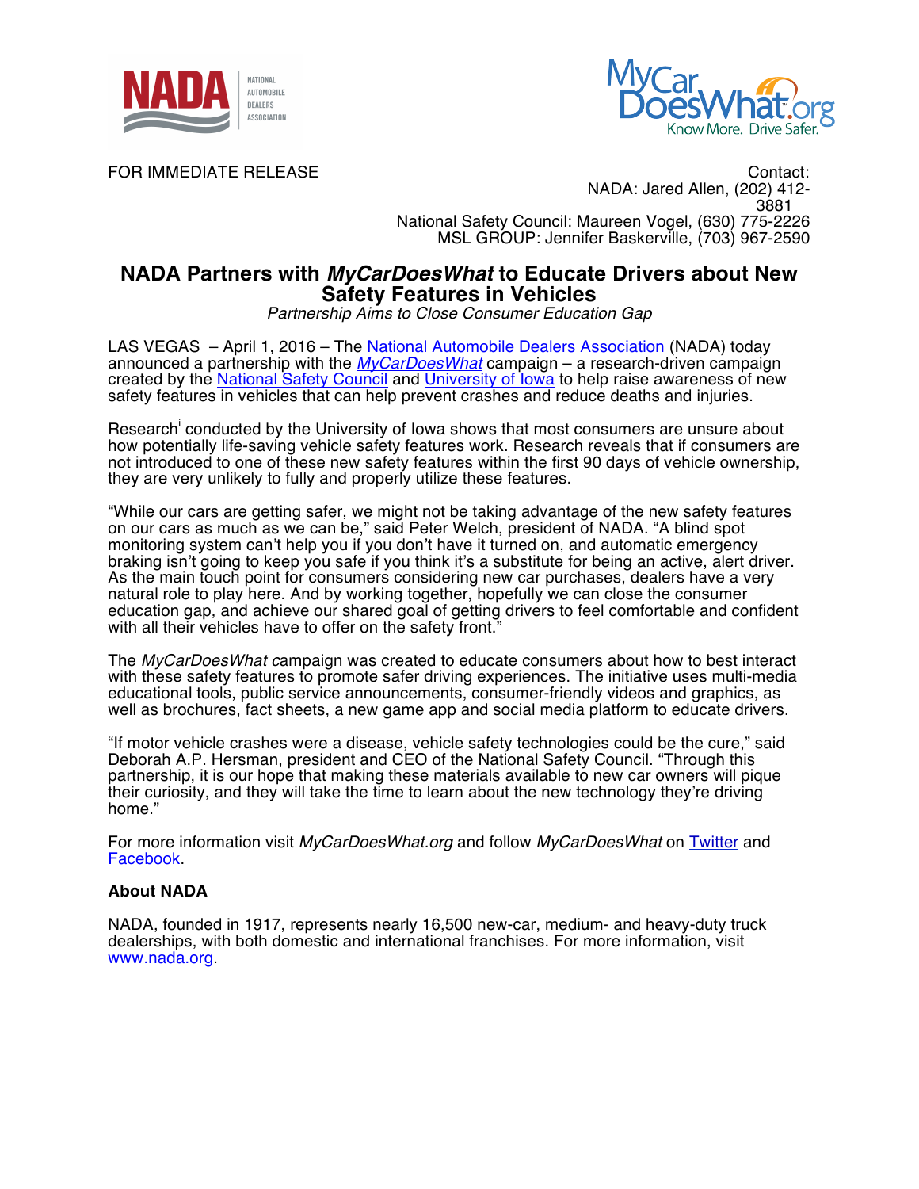FOR IMMEDIATE RELEASE

Contact:
NADA: Jared Allen, (202) 412-3881
National Safety Council: Maureen Vogel, (630) 775-2226
MSL GROUP: Jennifer Baskerville, (703) 967-2590

# NADA Partners with *MyCarDoesWhat* to Educate Drivers about New Safety Features in Vehicles

*Partnership Aims to Close Consumer Education Gap*

LAS VEGAS – April 1, 2016 – The National Automobile Dealers Association (NADA) today announced a partnership with the *MyCarDoesWhat* campaign – a research-driven campaign created by the National Safety Council and University of Iowa to help raise awareness of new safety features in vehicles that can help prevent crashes and reduce deaths and injuries.

Research[i] conducted by the University of Iowa shows that most consumers are unsure about how potentially life-saving vehicle safety features work. Research reveals that if consumers are not introduced to one of these new safety features within the first 90 days of vehicle ownership, they are very unlikely to fully and properly utilize these features.

“While our cars are getting safer, we might not be taking advantage of the new safety features on our cars as much as we can be,” said Peter Welch, president of NADA. “A blind spot monitoring system can’t help you if you don’t have it turned on, and automatic emergency braking isn’t going to keep you safe if you think it’s a substitute for being an active, alert driver. As the main touch point for consumers considering new car purchases, dealers have a very natural role to play here. And by working together, hopefully we can close the consumer education gap, and achieve our shared goal of getting drivers to feel comfortable and confident with all their vehicles have to offer on the safety front.”

The *MyCarDoesWhat* campaign was created to educate consumers about how to best interact with these safety features to promote safer driving experiences. The initiative uses multi-media educational tools, public service announcements, consumer-friendly videos and graphics, as well as brochures, fact sheets, a new game app and social media platform to educate drivers.

“If motor vehicle crashes were a disease, vehicle safety technologies could be the cure,” said Deborah A.P. Hersman, president and CEO of the National Safety Council. “Through this partnership, it is our hope that making these materials available to new car owners will pique their curiosity, and they will take the time to learn about the new technology they’re driving home.”

For more information visit *MyCarDoesWhat.org* and follow *MyCarDoesWhat* on Twitter and Facebook.

**About NADA**

NADA, founded in 1917, represents nearly 16,500 new-car, medium- and heavy-duty truck dealerships, with both domestic and international franchises. For more information, visit www.nada.org.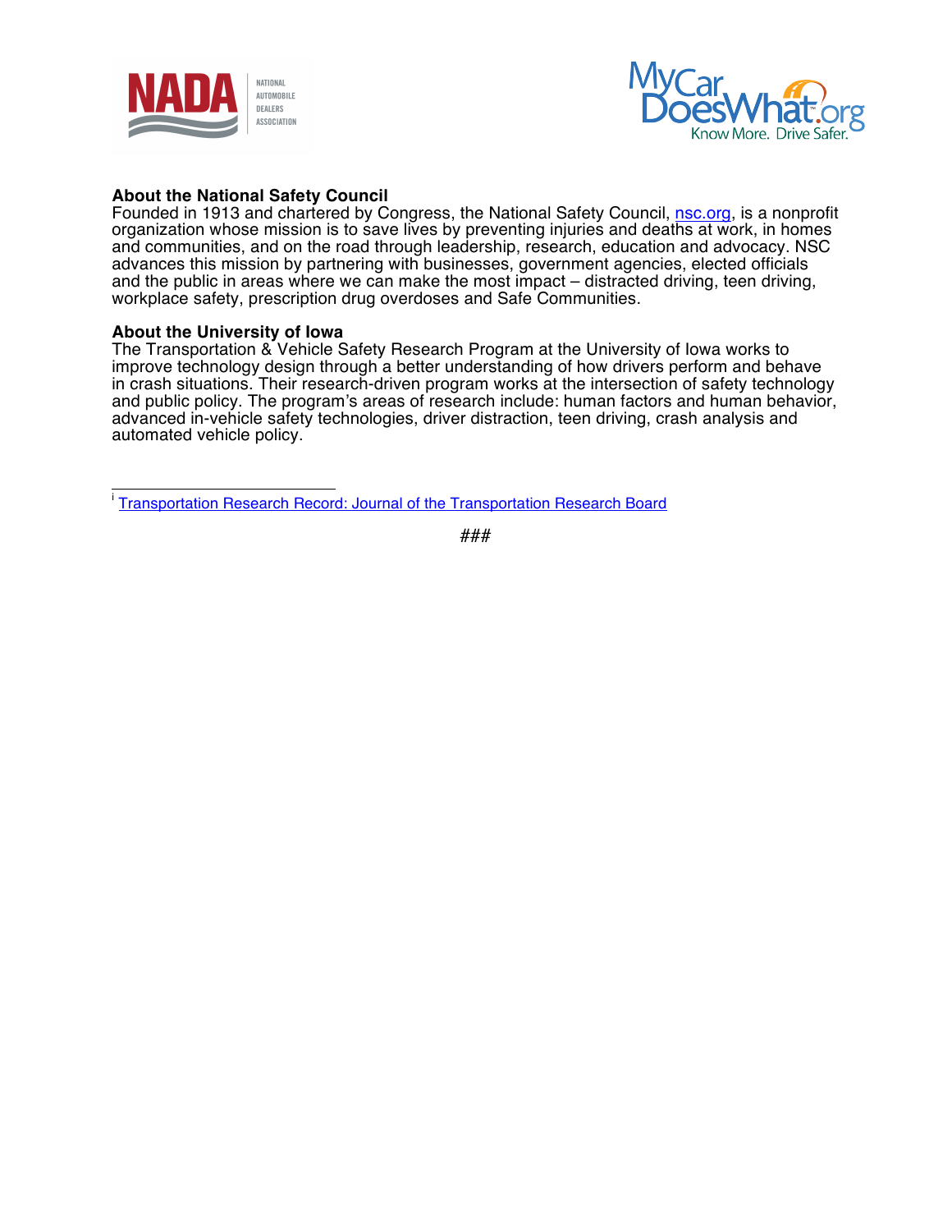**About the National Safety Council**
Founded in 1913 and chartered by Congress, the National Safety Council, nsc.org, is a nonprofit organization whose mission is to save lives by preventing injuries and deaths at work, in homes and communities, and on the road through leadership, research, education and advocacy. NSC advances this mission by partnering with businesses, government agencies, elected officials and the public in areas where we can make the most impact – distracted driving, teen driving, workplace safety, prescription drug overdoses and Safe Communities.

**About the University of Iowa**
The Transportation & Vehicle Safety Research Program at the University of Iowa works to improve technology design through a better understanding of how drivers perform and behave in crash situations. Their research-driven program works at the intersection of safety technology and public policy. The program's areas of research include: human factors and human behavior, advanced in-vehicle safety technologies, driver distraction, teen driving, crash analysis and automated vehicle policy.

---

[i] Transportation Research Record: Journal of the Transportation Research Board

###